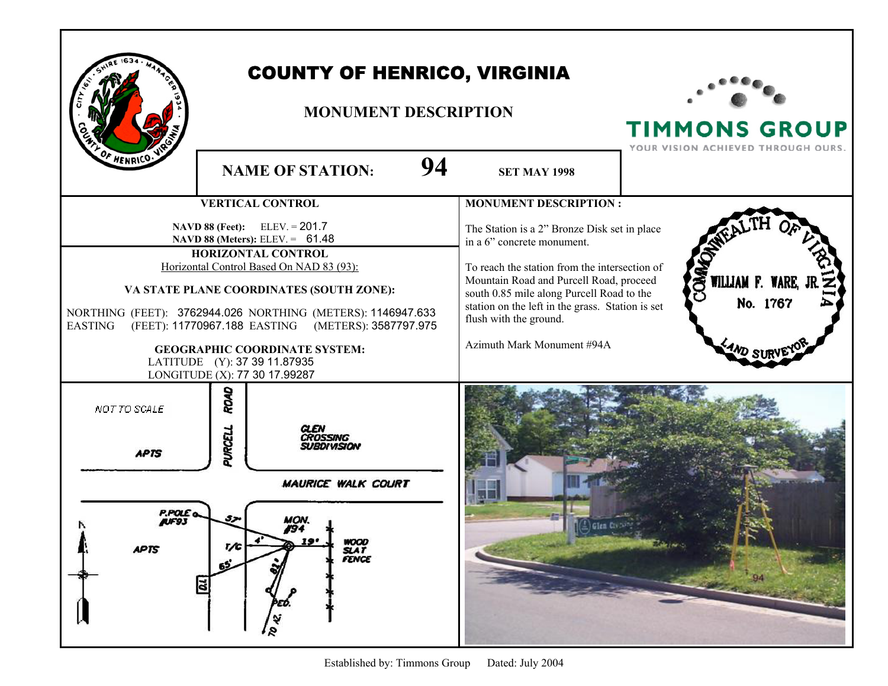# COUNTY OF HENRICO, VIRGINIA

## MONUMENT DESCRIPTION

TIMMONS GROUP
YOUR VISION ACHIEVED THROUGH OURS.

**NAME OF STATION:** **94** **SET MAY 1998**

### VERTICAL CONTROL

**NAVD 88 (Feet):** ELEV. = 201.7
**NAVD 88 (Meters):** ELEV. = 61.48

### HORIZONTAL CONTROL

Horizontal Control Based On NAD 83 (93):

**VA STATE PLANE COORDINATES (SOUTH ZONE):**

NORTHING (FEET): 3762944.026 NORTHING (METERS): 1146947.633
EASTING (FEET): 11770967.188 EASTING (METERS): 3587797.975

**GEOGRAPHIC COORDINATE SYSTEM:**
LATITUDE (Y): 37 39 11.87935
LONGITUDE (X): 77 30 17.99287

### MONUMENT DESCRIPTION :

The Station is a 2” Bronze Disk set in place in a 6” concrete monument.

To reach the station from the intersection of Mountain Road and Purcell Road, proceed south 0.85 mile along Purcell Road to the station on the left in the grass. Station is set flush with the ground.

Azimuth Mark Monument #94A

COMMONWEALTH OF VIRGINIA
WILLIAM F. WARE, JR.
No. 1767
LAND SURVEYOR

NOT TO SCALE

PURCELL ROAD
APTS
GLEN CROSSING SUBDIVISION
MAURICE WALK COURT
P.POLE #JF93
57'
MON. #94
4'
19'
T/C
WOOD SLAT FENCE
APTS
65'
81'
PED.
TO AZ.

Established by: Timmons Group Dated: July 2004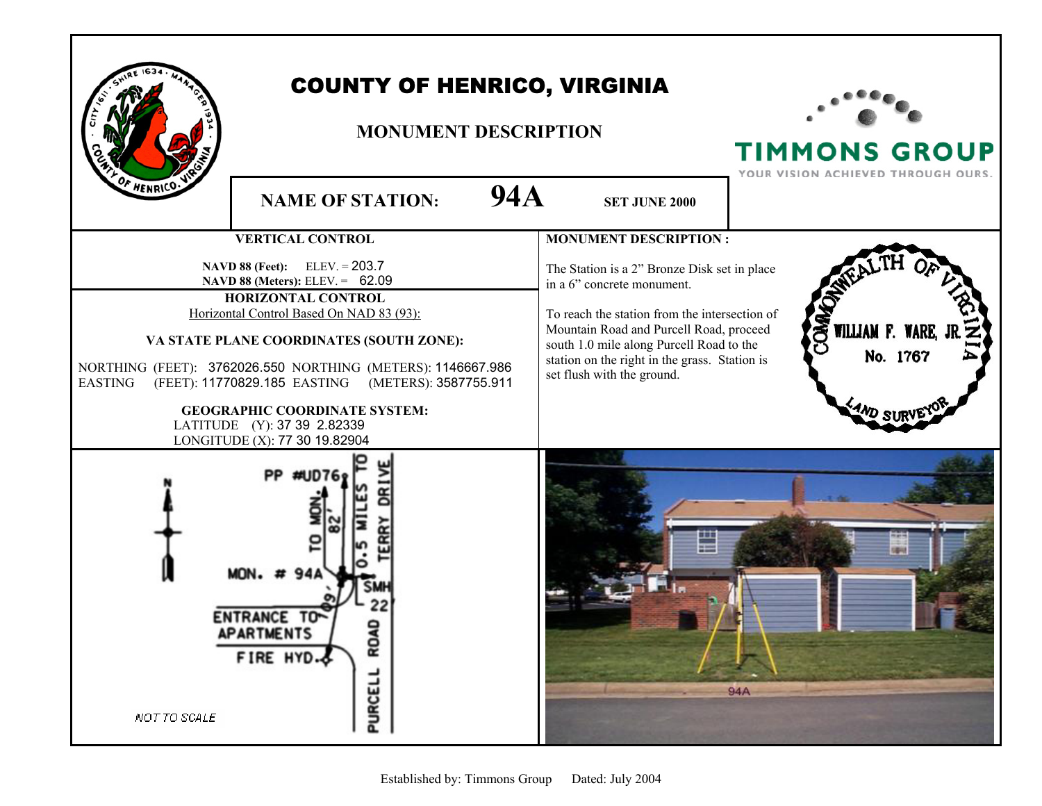# COUNTY OF HENRICO, VIRGINIA

## MONUMENT DESCRIPTION

TIMMONS GROUP
YOUR VISION ACHIEVED THROUGH OURS.

**NAME OF STATION:** **94A** **SET JUNE 2000**

**VERTICAL CONTROL**

**NAVD 88 (Feet):** ELEV. = 203.7
**NAVD 88 (Meters):** ELEV. = 62.09

**HORIZONTAL CONTROL**

Horizontal Control Based On NAD 83 (93):

**VA STATE PLANE COORDINATES (SOUTH ZONE):**

NORTHING (FEET): 3762026.550 NORTHING (METERS): 1146667.986
EASTING (FEET): 11770829.185 EASTING (METERS): 3587755.911

**GEOGRAPHIC COORDINATE SYSTEM:**

LATITUDE (Y): 37 39 2.82339
LONGITUDE (X): 77 30 19.82904

**MONUMENT DESCRIPTION :**

The Station is a 2" Bronze Disk set in place in a 6" concrete monument.

To reach the station from the intersection of Mountain Road and Purcell Road, proceed south 1.0 mile along Purcell Road to the station on the right in the grass. Station is set flush with the ground.

COMMONWEALTH OF VIRGINIA
WILLIAM F. WARE, JR.
No. 1767
LAND SURVEYOR

PP #UD76
TO MON. 82'
0.5 MILES TO TERRY DRIVE
MON. # 94A
SMH
22
109'
ENTRANCE TO APARTMENTS
FIRE HYD.
PURCELL ROAD
NOT TO SCALE

94A

Established by: Timmons Group Dated: July 2004